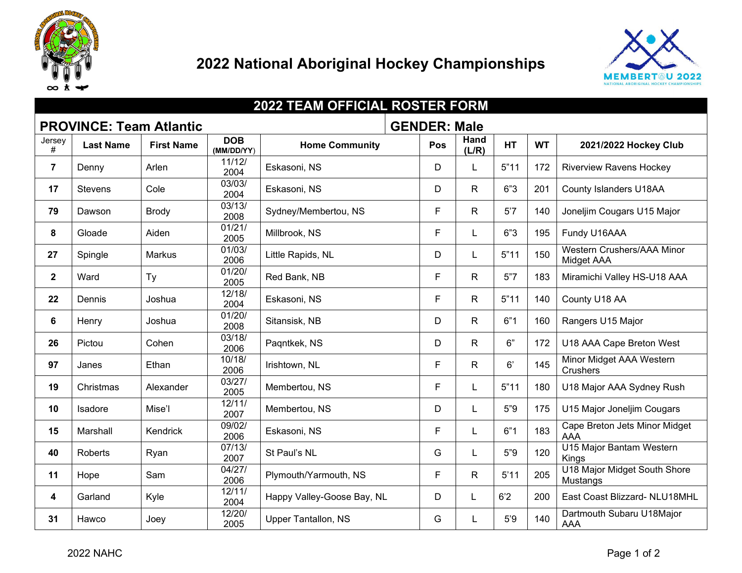# 2022 National Aboriginal Hockey Championships

## 2022 TEAM OFFICIAL ROSTER FORM

**PROVINCE: Team Atlantic** | **GENDER: Male**

| Jersey # | Last Name | First Name | DOB (MM/DD/YY) | Home Community | Pos | Hand (L/R) | HT | WT | 2021/2022 Hockey Club |
|---|---|---|---|---|---|---|---|---|---|
| 7 | Denny | Arlen | 11/12/2004 | Eskasoni, NS | D | L | 5"11 | 172 | Riverview Ravens Hockey |
| 17 | Stevens | Cole | 03/03/2004 | Eskasoni, NS | D | R | 6"3 | 201 | County Islanders U18AA |
| 79 | Dawson | Brody | 03/13/2008 | Sydney/Membertou, NS | F | R | 5'7 | 140 | Joneljim Cougars U15 Major |
| 8 | Gloade | Aiden | 01/21/2005 | Millbrook, NS | F | L | 6"3 | 195 | Fundy U16AAA |
| 27 | Spingle | Markus | 01/03/2006 | Little Rapids, NL | D | L | 5"11 | 150 | Western Crushers/AAA Minor Midget AAA |
| 2 | Ward | Ty | 01/20/2005 | Red Bank, NB | F | R | 5"7 | 183 | Miramichi Valley HS-U18 AAA |
| 22 | Dennis | Joshua | 12/18/2004 | Eskasoni, NS | F | R | 5"11 | 140 | County U18 AA |
| 6 | Henry | Joshua | 01/20/2008 | Sitansisk, NB | D | R | 6"1 | 160 | Rangers U15 Major |
| 26 | Pictou | Cohen | 03/18/2006 | Paqntkek, NS | D | R | 6" | 172 | U18 AAA Cape Breton West |
| 97 | Janes | Ethan | 10/18/2006 | Irishtown, NL | F | R | 6' | 145 | Minor Midget AAA Western Crushers |
| 19 | Christmas | Alexander | 03/27/2005 | Membertou, NS | F | L | 5"11 | 180 | U18 Major AAA Sydney Rush |
| 10 | Isadore | Mise'l | 12/11/2007 | Membertou, NS | D | L | 5"9 | 175 | U15 Major Joneljim Cougars |
| 15 | Marshall | Kendrick | 09/02/2006 | Eskasoni, NS | F | L | 6"1 | 183 | Cape Breton Jets Minor Midget AAA |
| 40 | Roberts | Ryan | 07/13/2007 | St Paul's NL | G | L | 5"9 | 120 | U15 Major Bantam Western Kings |
| 11 | Hope | Sam | 04/27/2006 | Plymouth/Yarmouth, NS | F | R | 5'11 | 205 | U18 Major Midget South Shore Mustangs |
| 4 | Garland | Kyle | 12/11/2004 | Happy Valley-Goose Bay, NL | D | L | 6'2 | 200 | East Coast Blizzard- NLU18MHL |
| 31 | Hawco | Joey | 12/20/2005 | Upper Tantallon, NS | G | L | 5'9 | 140 | Dartmouth Subaru U18Major AAA |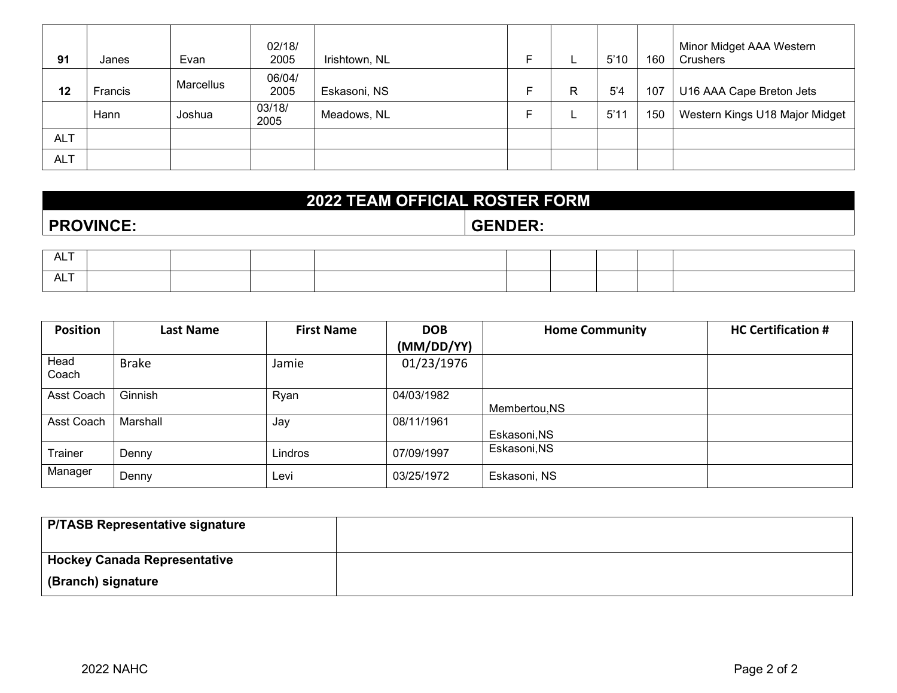| | | | | | | | | | |
|---|---|---|---|---|---|---|---|---|---|
| **91** | Janes | Evan | 02/18/ 2005 | Irishtown, NL | F | L | 5'10 | 160 | Minor Midget AAA Western Crushers |
| **12** | Francis | Marcellus | 06/04/ 2005 | Eskasoni, NS | F | R | 5'4 | 107 | U16 AAA Cape Breton Jets |
| | Hann | Joshua | 03/18/ 2005 | Meadows, NL | F | L | 5'11 | 150 | Western Kings U18 Major Midget |
| ALT | | | | | | | | | |
| ALT | | | | | | | | | |

## 2022 TEAM OFFICIAL ROSTER FORM

| **PROVINCE:** | **GENDER:** |
|---|---|

| | | | | | | | | | |
|---|---|---|---|---|---|---|---|---|---|
| ALT | | | | | | | | | |
| ALT | | | | | | | | | |

| Position | Last Name | First Name | DOB (MM/DD/YY) | Home Community | HC Certification # |
|---|---|---|---|---|---|
| Head Coach | Brake | Jamie | 01/23/1976 | | |
| Asst Coach | Ginnish | Ryan | 04/03/1982 | Membertou,NS | |
| Asst Coach | Marshall | Jay | 08/11/1961 | Eskasoni,NS | |
| Trainer | Denny | Lindros | 07/09/1997 | Eskasoni,NS | |
| Manager | Denny | Levi | 03/25/1972 | Eskasoni, NS | |

| | |
|---|---|
| **P/TASB Representative signature** | |
| **Hockey Canada Representative (Branch) signature** | |